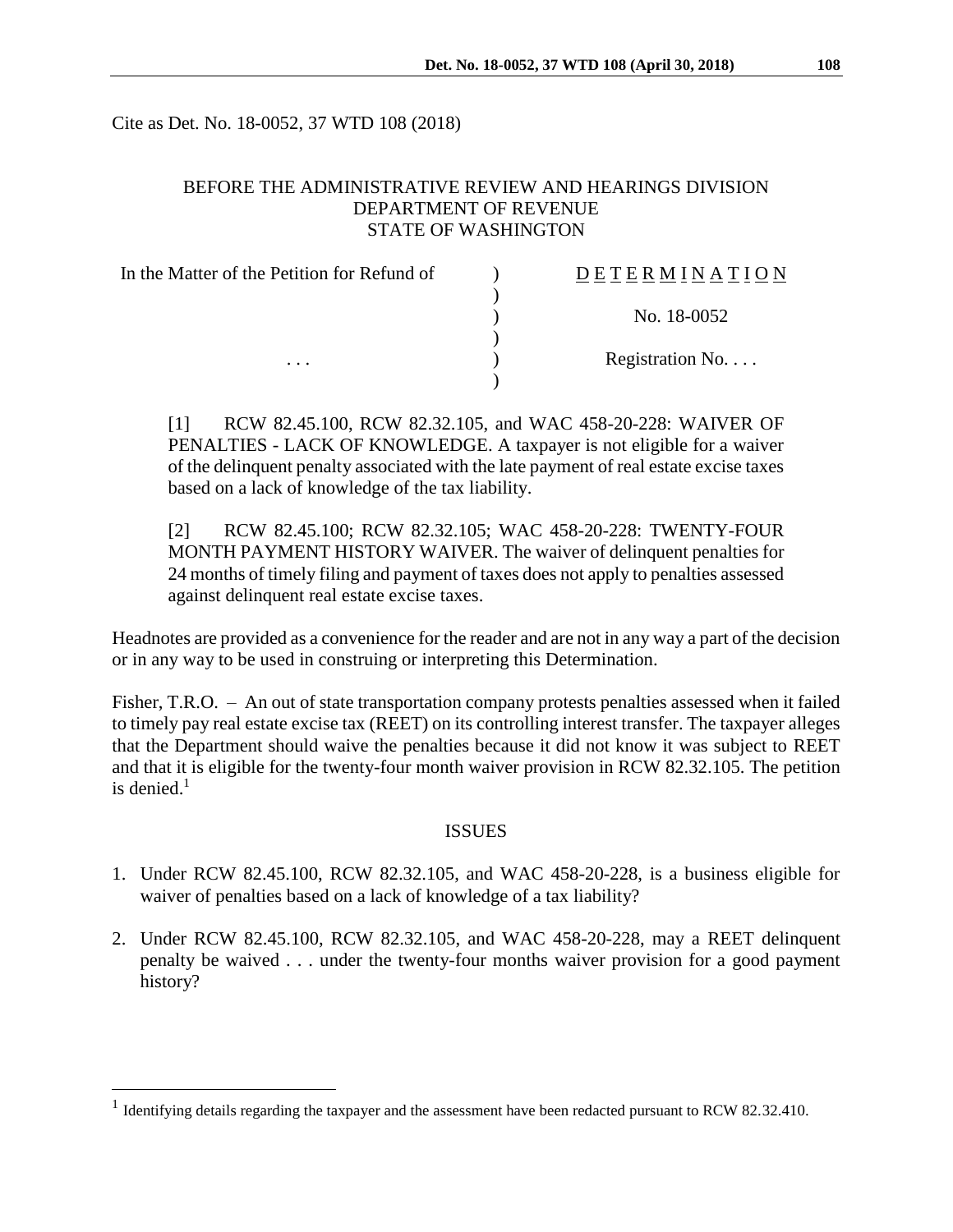Cite as Det. No. 18-0052, 37 WTD 108 (2018)

BEFORE THE ADMINISTRATIVE REVIEW AND HEARINGS DIVISION
DEPARTMENT OF REVENUE
STATE OF WASHINGTON

| In the Matter of the Petition for Refund of | ) | DETERMINATION |
|---|---|---|
| | ) | |
| | ) | No. 18-0052 |
| | ) | |
| . . . | ) | Registration No. . . . |
| | ) | |

[1] RCW 82.45.100, RCW 82.32.105, and WAC 458-20-228: WAIVER OF PENALTIES - LACK OF KNOWLEDGE. A taxpayer is not eligible for a waiver of the delinquent penalty associated with the late payment of real estate excise taxes based on a lack of knowledge of the tax liability.

[2] RCW 82.45.100; RCW 82.32.105; WAC 458-20-228: TWENTY-FOUR MONTH PAYMENT HISTORY WAIVER. The waiver of delinquent penalties for 24 months of timely filing and payment of taxes does not apply to penalties assessed against delinquent real estate excise taxes.

Headnotes are provided as a convenience for the reader and are not in any way a part of the decision or in any way to be used in construing or interpreting this Determination.

Fisher, T.R.O. – An out of state transportation company protests penalties assessed when it failed to timely pay real estate excise tax (REET) on its controlling interest transfer. The taxpayer alleges that the Department should waive the penalties because it did not know it was subject to REET and that it is eligible for the twenty-four month waiver provision in RCW 82.32.105. The petition is denied.[1]

## ISSUES

1. Under RCW 82.45.100, RCW 82.32.105, and WAC 458-20-228, is a business eligible for waiver of penalties based on a lack of knowledge of a tax liability?
2. Under RCW 82.45.100, RCW 82.32.105, and WAC 458-20-228, may a REET delinquent penalty be waived . . . under the twenty-four months waiver provision for a good payment history?

---

[1] Identifying details regarding the taxpayer and the assessment have been redacted pursuant to RCW 82.32.410.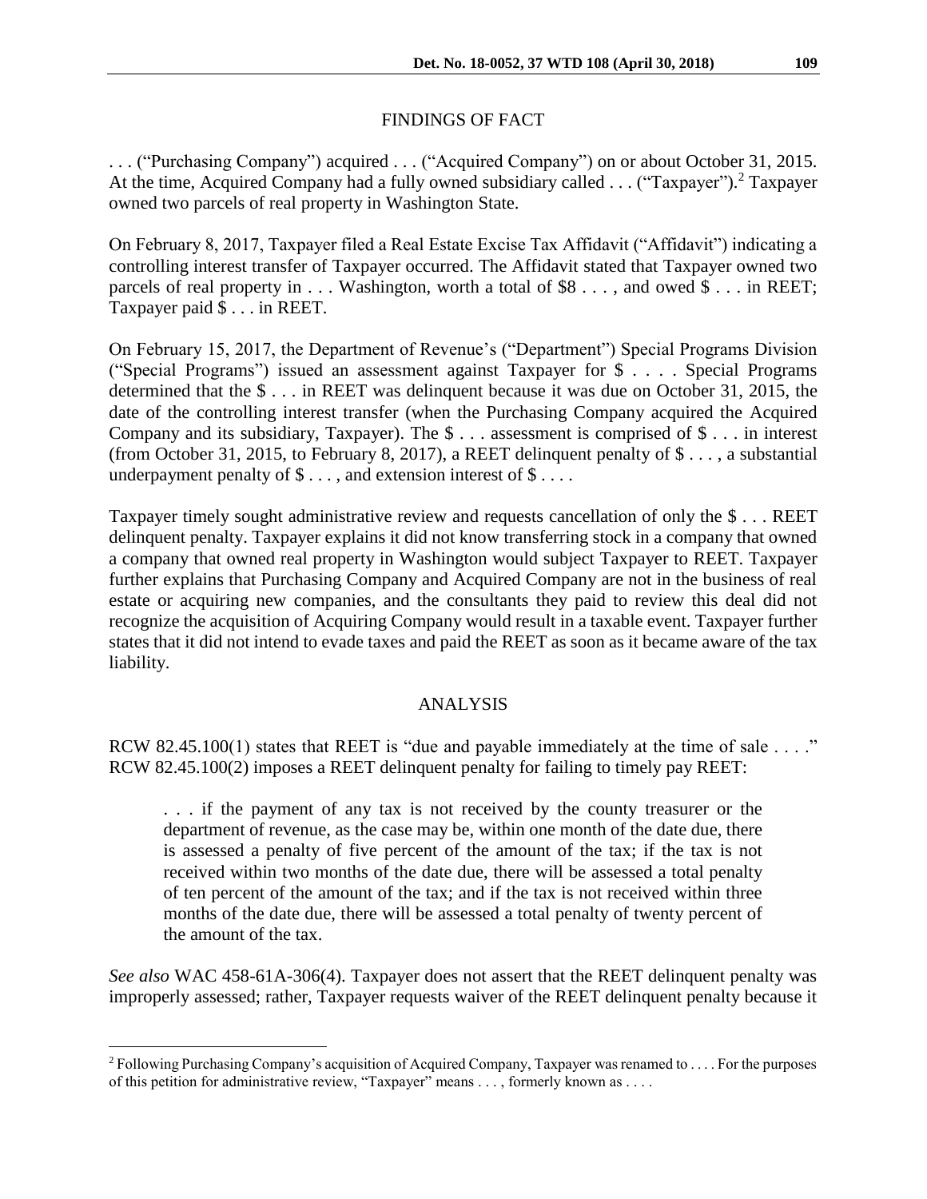## FINDINGS OF FACT

. . . ("Purchasing Company") acquired . . . ("Acquired Company") on or about October 31, 2015. At the time, Acquired Company had a fully owned subsidiary called . . . ("Taxpayer").[2] Taxpayer owned two parcels of real property in Washington State.

On February 8, 2017, Taxpayer filed a Real Estate Excise Tax Affidavit ("Affidavit") indicating a controlling interest transfer of Taxpayer occurred. The Affidavit stated that Taxpayer owned two parcels of real property in . . . Washington, worth a total of $8 . . . , and owed $ . . . in REET; Taxpayer paid $ . . . in REET.

On February 15, 2017, the Department of Revenue's ("Department") Special Programs Division ("Special Programs") issued an assessment against Taxpayer for $ . . . . Special Programs determined that the $ . . . in REET was delinquent because it was due on October 31, 2015, the date of the controlling interest transfer (when the Purchasing Company acquired the Acquired Company and its subsidiary, Taxpayer). The $ . . . assessment is comprised of $ . . . in interest (from October 31, 2015, to February 8, 2017), a REET delinquent penalty of $ . . . , a substantial underpayment penalty of $ . . . , and extension interest of $ . . . .

Taxpayer timely sought administrative review and requests cancellation of only the $ . . . REET delinquent penalty. Taxpayer explains it did not know transferring stock in a company that owned a company that owned real property in Washington would subject Taxpayer to REET. Taxpayer further explains that Purchasing Company and Acquired Company are not in the business of real estate or acquiring new companies, and the consultants they paid to review this deal did not recognize the acquisition of Acquiring Company would result in a taxable event. Taxpayer further states that it did not intend to evade taxes and paid the REET as soon as it became aware of the tax liability.

## ANALYSIS

RCW 82.45.100(1) states that REET is "due and payable immediately at the time of sale . . . ." RCW 82.45.100(2) imposes a REET delinquent penalty for failing to timely pay REET:

> . . . if the payment of any tax is not received by the county treasurer or the department of revenue, as the case may be, within one month of the date due, there is assessed a penalty of five percent of the amount of the tax; if the tax is not received within two months of the date due, there will be assessed a total penalty of ten percent of the amount of the tax; and if the tax is not received within three months of the date due, there will be assessed a total penalty of twenty percent of the amount of the tax.

*See also* WAC 458-61A-306(4). Taxpayer does not assert that the REET delinquent penalty was improperly assessed; rather, Taxpayer requests waiver of the REET delinquent penalty because it

---

[2] Following Purchasing Company's acquisition of Acquired Company, Taxpayer was renamed to . . . . For the purposes of this petition for administrative review, "Taxpayer" means . . . , formerly known as . . . .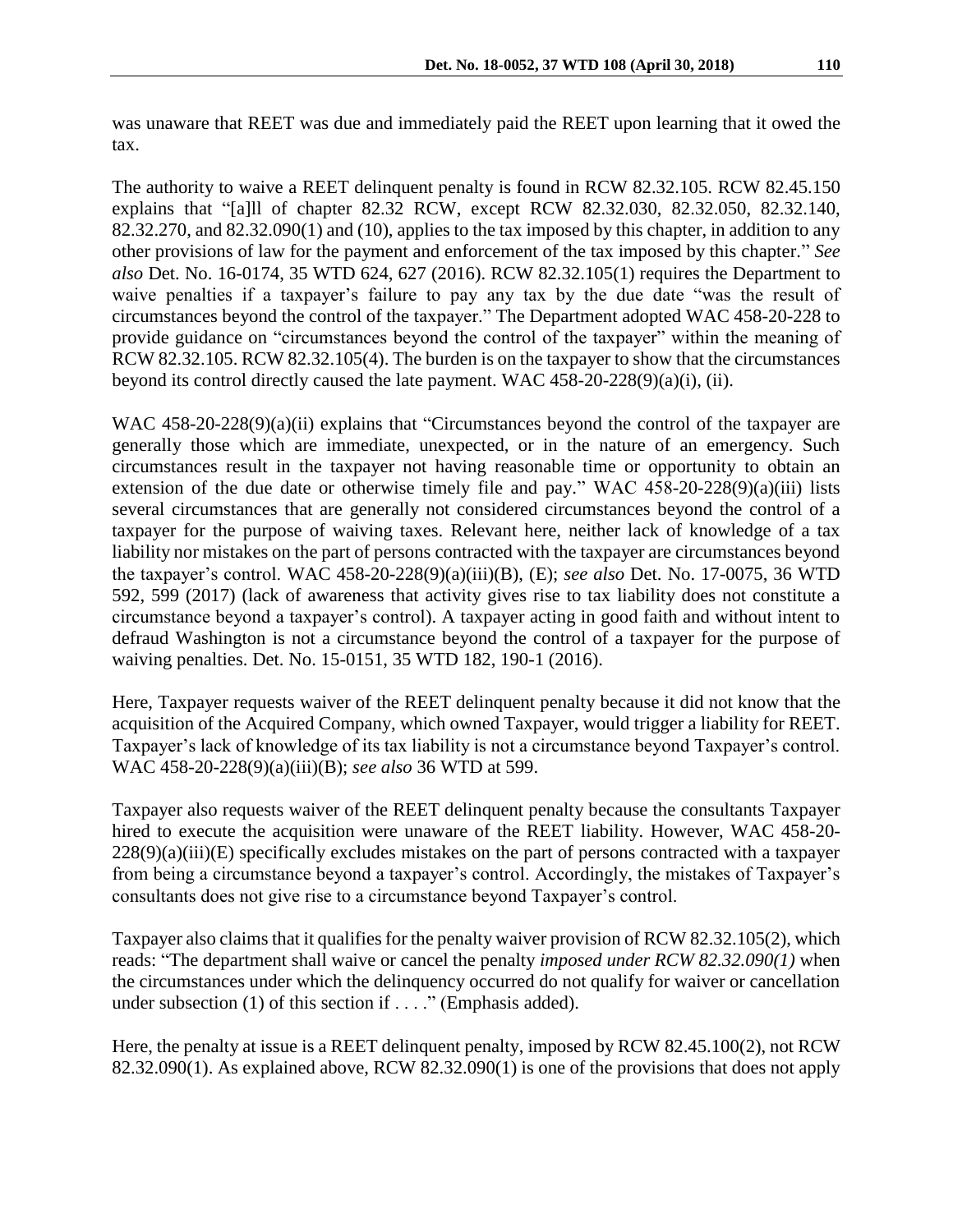was unaware that REET was due and immediately paid the REET upon learning that it owed the tax.

The authority to waive a REET delinquent penalty is found in RCW 82.32.105. RCW 82.45.150 explains that "[a]ll of chapter 82.32 RCW, except RCW 82.32.030, 82.32.050, 82.32.140, 82.32.270, and 82.32.090(1) and (10), applies to the tax imposed by this chapter, in addition to any other provisions of law for the payment and enforcement of the tax imposed by this chapter." *See also* Det. No. 16-0174, 35 WTD 624, 627 (2016). RCW 82.32.105(1) requires the Department to waive penalties if a taxpayer's failure to pay any tax by the due date "was the result of circumstances beyond the control of the taxpayer." The Department adopted WAC 458-20-228 to provide guidance on "circumstances beyond the control of the taxpayer" within the meaning of RCW 82.32.105. RCW 82.32.105(4). The burden is on the taxpayer to show that the circumstances beyond its control directly caused the late payment. WAC 458-20-228(9)(a)(i), (ii).

WAC 458-20-228(9)(a)(ii) explains that "Circumstances beyond the control of the taxpayer are generally those which are immediate, unexpected, or in the nature of an emergency. Such circumstances result in the taxpayer not having reasonable time or opportunity to obtain an extension of the due date or otherwise timely file and pay." WAC 458-20-228(9)(a)(iii) lists several circumstances that are generally not considered circumstances beyond the control of a taxpayer for the purpose of waiving taxes. Relevant here, neither lack of knowledge of a tax liability nor mistakes on the part of persons contracted with the taxpayer are circumstances beyond the taxpayer's control. WAC 458-20-228(9)(a)(iii)(B), (E); *see also* Det. No. 17-0075, 36 WTD 592, 599 (2017) (lack of awareness that activity gives rise to tax liability does not constitute a circumstance beyond a taxpayer's control). A taxpayer acting in good faith and without intent to defraud Washington is not a circumstance beyond the control of a taxpayer for the purpose of waiving penalties. Det. No. 15-0151, 35 WTD 182, 190-1 (2016).

Here, Taxpayer requests waiver of the REET delinquent penalty because it did not know that the acquisition of the Acquired Company, which owned Taxpayer, would trigger a liability for REET. Taxpayer's lack of knowledge of its tax liability is not a circumstance beyond Taxpayer's control. WAC 458-20-228(9)(a)(iii)(B); *see also* 36 WTD at 599.

Taxpayer also requests waiver of the REET delinquent penalty because the consultants Taxpayer hired to execute the acquisition were unaware of the REET liability. However, WAC 458-20-228(9)(a)(iii)(E) specifically excludes mistakes on the part of persons contracted with a taxpayer from being a circumstance beyond a taxpayer's control. Accordingly, the mistakes of Taxpayer's consultants does not give rise to a circumstance beyond Taxpayer's control.

Taxpayer also claims that it qualifies for the penalty waiver provision of RCW 82.32.105(2), which reads: "The department shall waive or cancel the penalty *imposed under RCW 82.32.090(1)* when the circumstances under which the delinquency occurred do not qualify for waiver or cancellation under subsection (1) of this section if . . . ." (Emphasis added).

Here, the penalty at issue is a REET delinquent penalty, imposed by RCW 82.45.100(2), not RCW 82.32.090(1). As explained above, RCW 82.32.090(1) is one of the provisions that does not apply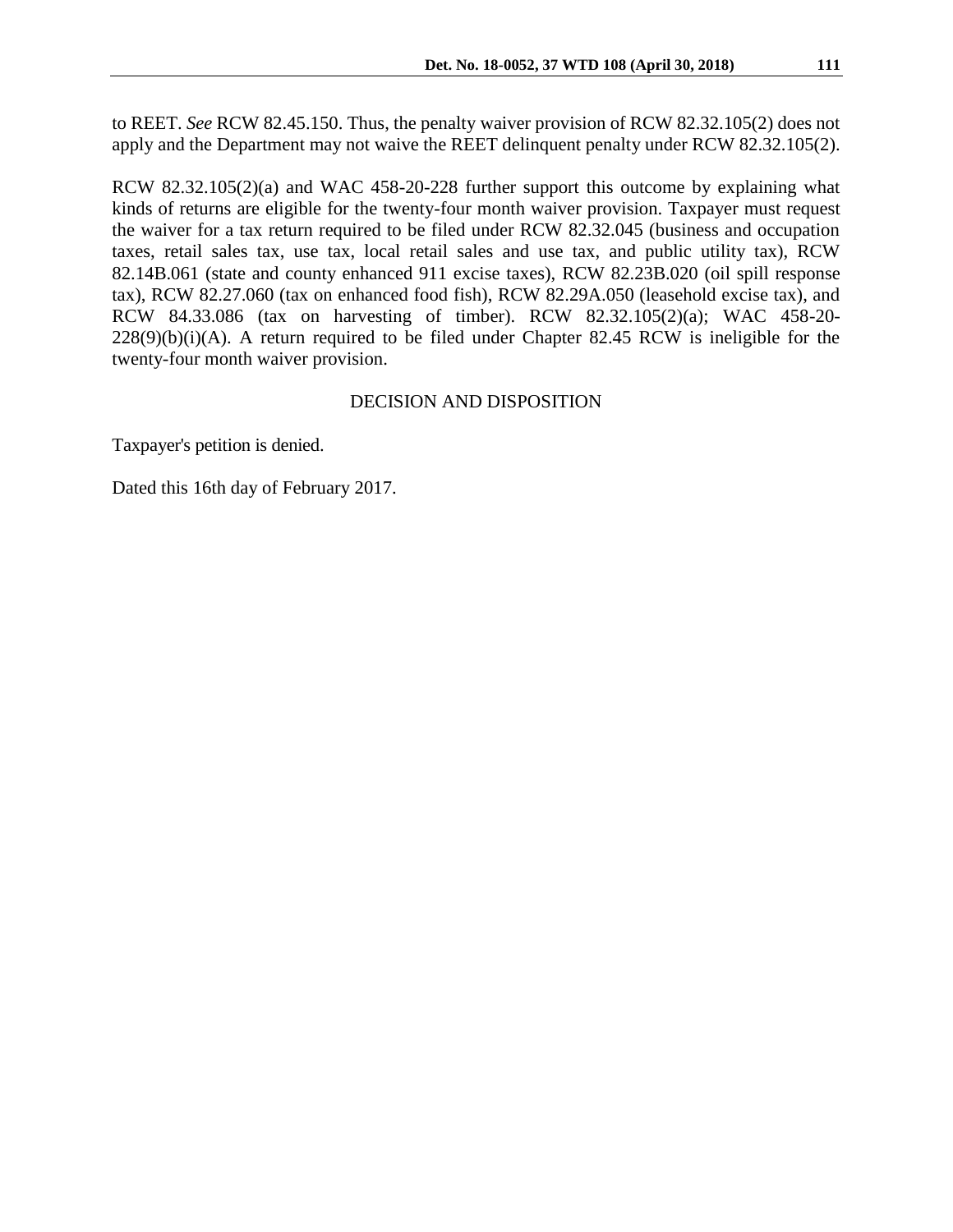to REET. *See* RCW 82.45.150. Thus, the penalty waiver provision of RCW 82.32.105(2) does not apply and the Department may not waive the REET delinquent penalty under RCW 82.32.105(2).

RCW 82.32.105(2)(a) and WAC 458-20-228 further support this outcome by explaining what kinds of returns are eligible for the twenty-four month waiver provision. Taxpayer must request the waiver for a tax return required to be filed under RCW 82.32.045 (business and occupation taxes, retail sales tax, use tax, local retail sales and use tax, and public utility tax), RCW 82.14B.061 (state and county enhanced 911 excise taxes), RCW 82.23B.020 (oil spill response tax), RCW 82.27.060 (tax on enhanced food fish), RCW 82.29A.050 (leasehold excise tax), and RCW 84.33.086 (tax on harvesting of timber). RCW 82.32.105(2)(a); WAC 458-20-228(9)(b)(i)(A). A return required to be filed under Chapter 82.45 RCW is ineligible for the twenty-four month waiver provision.

## DECISION AND DISPOSITION

Taxpayer's petition is denied.

Dated this 16th day of February 2017.